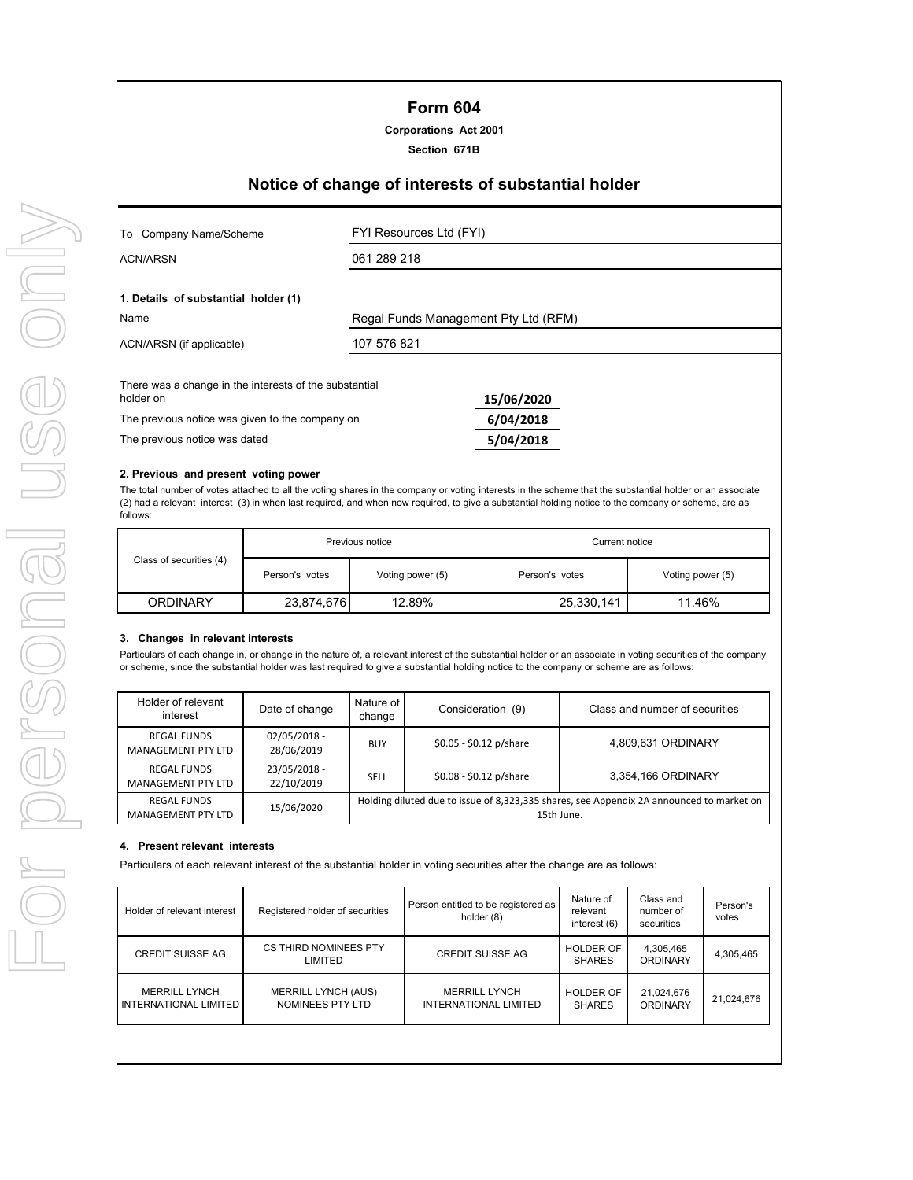# Form 604

**Corporations Act 2001**

**Section 671B**

## Notice of change of interests of substantial holder

| | |
|---|---|
| To Company Name/Scheme | FYI Resources Ltd (FYI) |
| ACN/ARSN | 061 289 218 |

**1. Details of substantial holder (1)**

| | |
|---|---|
| Name | Regal Funds Management Pty Ltd (RFM) |
| ACN/ARSN (if applicable) | 107 576 821 |

| | |
|---|---|
| There was a change in the interests of the substantial holder on | 15/06/2020 |
| The previous notice was given to the company on | 6/04/2018 |
| The previous notice was dated | 5/04/2018 |

**2. Previous and present voting power**

The total number of votes attached to all the voting shares in the company or voting interests in the scheme that the substantial holder or an associate (2) had a relevant interest (3) in when last required, and when now required, to give a substantial holding notice to the company or scheme, are as follows:

| Class of securities (4) | Previous notice | | Current notice | |
|---|---|---|---|---|
| | Person's votes | Voting power (5) | Person's votes | Voting power (5) |
| ORDINARY | 23,874,676 | 12.89% | 25,330,141 | 11.46% |

**3. Changes in relevant interests**

Particulars of each change in, or change in the nature of, a relevant interest of the substantial holder or an associate in voting securities of the company or scheme, since the substantial holder was last required to give a substantial holding notice to the company or scheme are as follows:

| Holder of relevant interest | Date of change | Nature of change | Consideration (9) | Class and number of securities |
|---|---|---|---|---|
| REGAL FUNDS MANAGEMENT PTY LTD | 02/05/2018 - 28/06/2019 | BUY | $0.05 - $0.12 p/share | 4,809,631 ORDINARY |
| REGAL FUNDS MANAGEMENT PTY LTD | 23/05/2018 - 22/10/2019 | SELL | $0.08 - $0.12 p/share | 3,354,166 ORDINARY |
| REGAL FUNDS MANAGEMENT PTY LTD | 15/06/2020 | Holding diluted due to issue of 8,323,335 shares, see Appendix 2A announced to market on 15th June. | | |

**4. Present relevant interests**

Particulars of each relevant interest of the substantial holder in voting securities after the change are as follows:

| Holder of relevant interest | Registered holder of securities | Person entitled to be registered as holder (8) | Nature of relevant interest (6) | Class and number of securities | Person's votes |
|---|---|---|---|---|---|
| CREDIT SUISSE AG | CS THIRD NOMINEES PTY LIMITED | CREDIT SUISSE AG | HOLDER OF SHARES | 4,305,465 ORDINARY | 4,305,465 |
| MERRILL LYNCH INTERNATIONAL LIMITED | MERRILL LYNCH (AUS) NOMINEES PTY LTD | MERRILL LYNCH INTERNATIONAL LIMITED | HOLDER OF SHARES | 21,024,676 ORDINARY | 21,024,676 |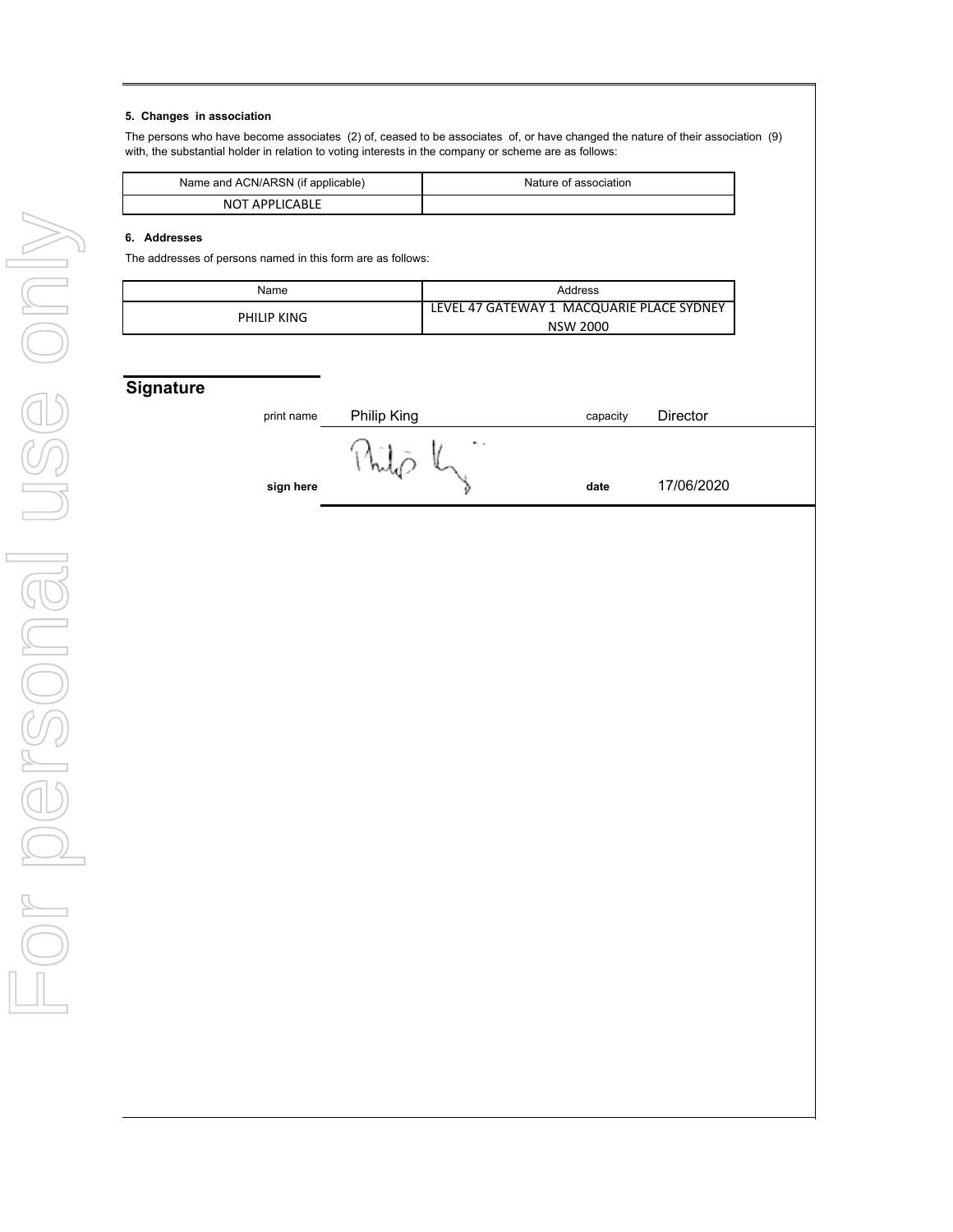### 5. Changes in association

The persons who have become associates (2) of, ceased to be associates of, or have changed the nature of their association (9) with, the substantial holder in relation to voting interests in the company or scheme are as follows:

| Name and ACN/ARSN (if applicable) | Nature of association |
|---|---|
| NOT APPLICABLE | |

### 6. Addresses

The addresses of persons named in this form are as follows:

| Name | Address |
|---|---|
| PHILIP KING | LEVEL 47 GATEWAY 1 MACQUARIE PLACE SYDNEY NSW 2000 |

## Signature

| | | | |
|---|---|---|---|
| print name | Philip King | capacity | Director |
| sign here | | date | 17/06/2020 |